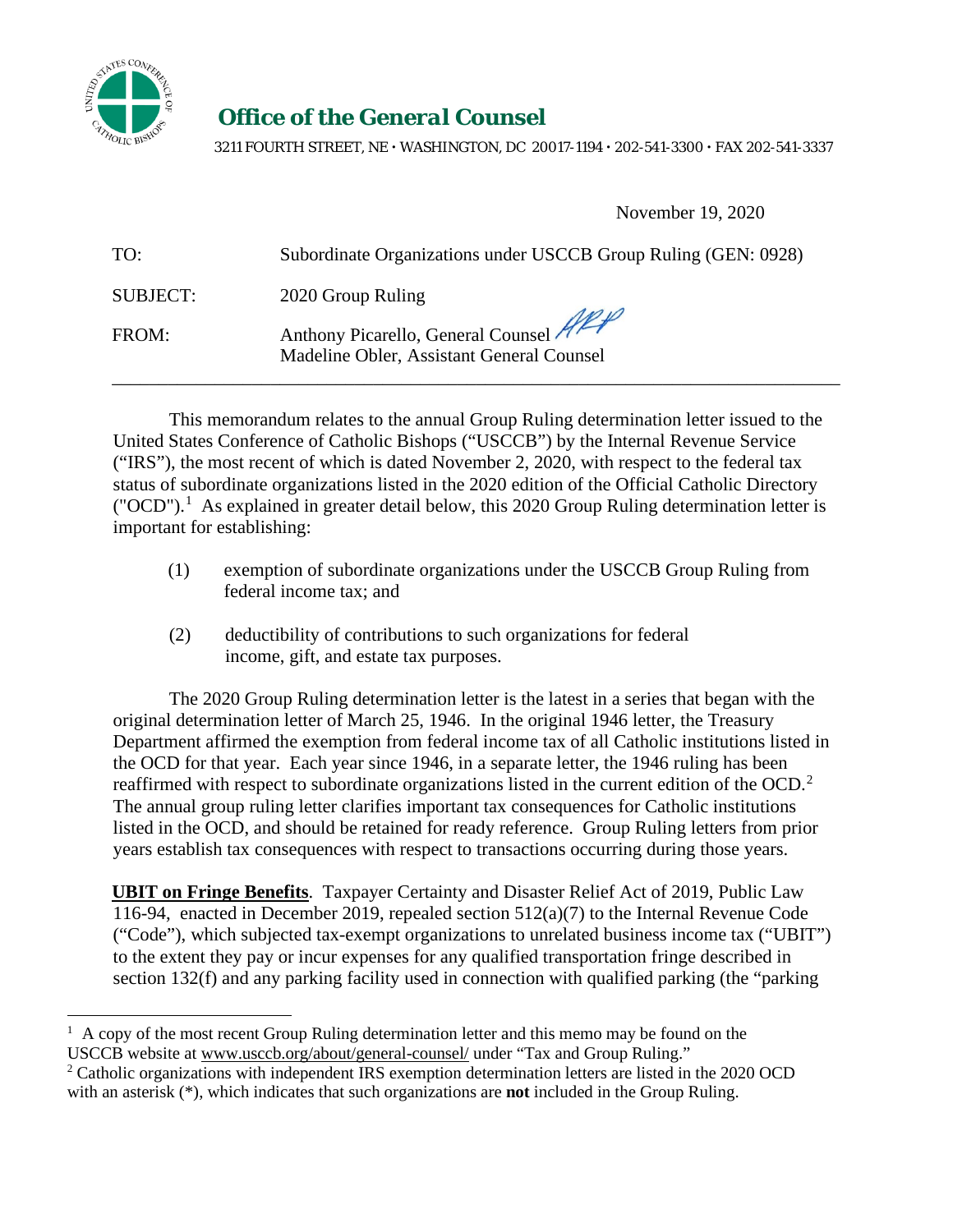# Office of the General Counsel

3211 FOURTH STREET, NE • WASHINGTON, DC 20017-1194 • 202-541-3300 • FAX 202-541-3337

November 19, 2020

TO: Subordinate Organizations under USCCB Group Ruling (GEN: 0928)

SUBJECT: 2020 Group Ruling

FROM: Anthony Picarello, General Counsel
Madeline Obler, Assistant General Counsel

---

This memorandum relates to the annual Group Ruling determination letter issued to the United States Conference of Catholic Bishops ("USCCB") by the Internal Revenue Service ("IRS"), the most recent of which is dated November 2, 2020, with respect to the federal tax status of subordinate organizations listed in the 2020 edition of the Official Catholic Directory ("OCD").[1] As explained in greater detail below, this 2020 Group Ruling determination letter is important for establishing:

(1) exemption of subordinate organizations under the USCCB Group Ruling from federal income tax; and

(2) deductibility of contributions to such organizations for federal income, gift, and estate tax purposes.

The 2020 Group Ruling determination letter is the latest in a series that began with the original determination letter of March 25, 1946. In the original 1946 letter, the Treasury Department affirmed the exemption from federal income tax of all Catholic institutions listed in the OCD for that year. Each year since 1946, in a separate letter, the 1946 ruling has been reaffirmed with respect to subordinate organizations listed in the current edition of the OCD.[2] The annual group ruling letter clarifies important tax consequences for Catholic institutions listed in the OCD, and should be retained for ready reference. Group Ruling letters from prior years establish tax consequences with respect to transactions occurring during those years.

**UBIT on Fringe Benefits**. Taxpayer Certainty and Disaster Relief Act of 2019, Public Law 116-94, enacted in December 2019, repealed section 512(a)(7) to the Internal Revenue Code ("Code"), which subjected tax-exempt organizations to unrelated business income tax ("UBIT") to the extent they pay or incur expenses for any qualified transportation fringe described in section 132(f) and any parking facility used in connection with qualified parking (the "parking

---

[1] A copy of the most recent Group Ruling determination letter and this memo may be found on the USCCB website at www.usccb.org/about/general-counsel/ under "Tax and Group Ruling."

[2] Catholic organizations with independent IRS exemption determination letters are listed in the 2020 OCD with an asterisk (*), which indicates that such organizations are **not** included in the Group Ruling.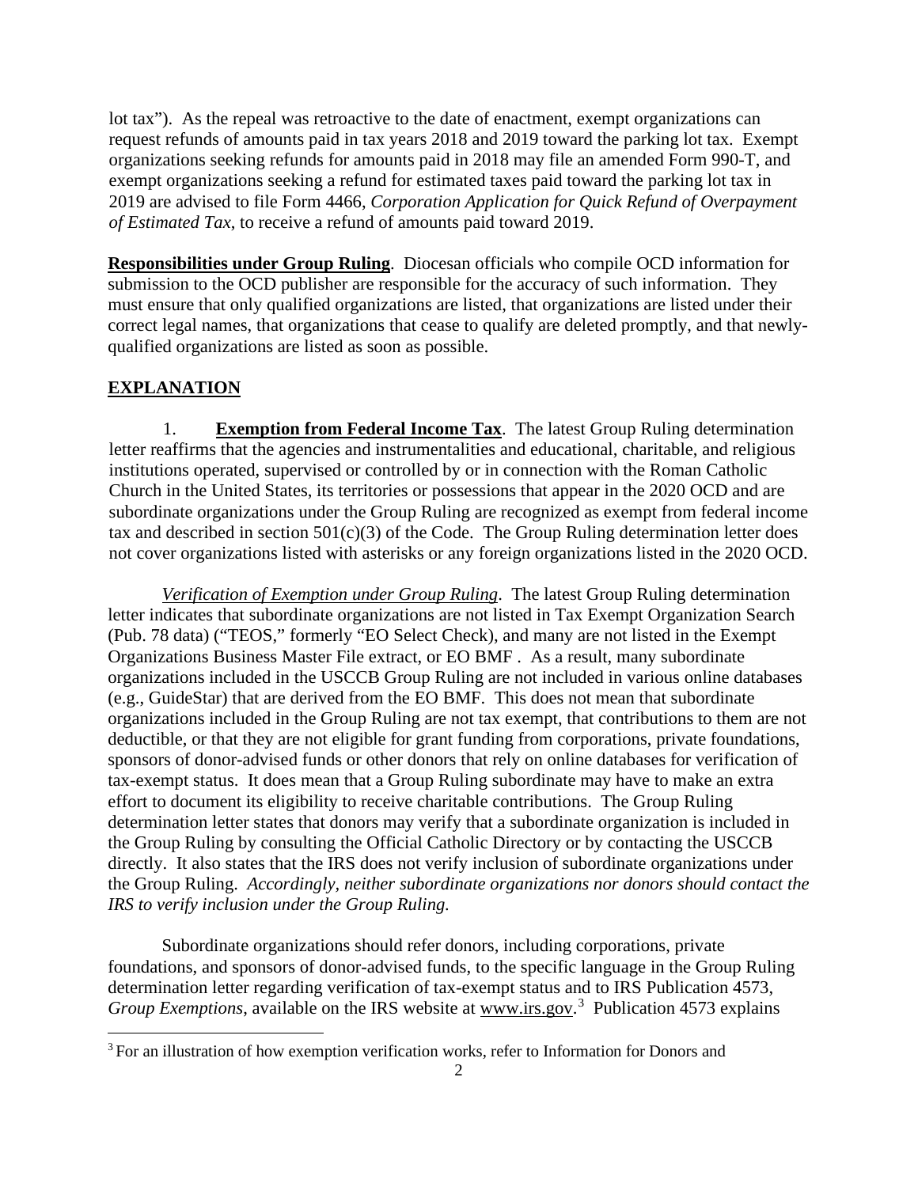lot tax"). As the repeal was retroactive to the date of enactment, exempt organizations can request refunds of amounts paid in tax years 2018 and 2019 toward the parking lot tax. Exempt organizations seeking refunds for amounts paid in 2018 may file an amended Form 990-T, and exempt organizations seeking a refund for estimated taxes paid toward the parking lot tax in 2019 are advised to file Form 4466, *Corporation Application for Quick Refund of Overpayment of Estimated Tax*, to receive a refund of amounts paid toward 2019.

**Responsibilities under Group Ruling**. Diocesan officials who compile OCD information for submission to the OCD publisher are responsible for the accuracy of such information. They must ensure that only qualified organizations are listed, that organizations are listed under their correct legal names, that organizations that cease to qualify are deleted promptly, and that newly-qualified organizations are listed as soon as possible.

## EXPLANATION

1. **Exemption from Federal Income Tax**. The latest Group Ruling determination letter reaffirms that the agencies and instrumentalities and educational, charitable, and religious institutions operated, supervised or controlled by or in connection with the Roman Catholic Church in the United States, its territories or possessions that appear in the 2020 OCD and are subordinate organizations under the Group Ruling are recognized as exempt from federal income tax and described in section 501(c)(3) of the Code. The Group Ruling determination letter does not cover organizations listed with asterisks or any foreign organizations listed in the 2020 OCD.

*Verification of Exemption under Group Ruling*. The latest Group Ruling determination letter indicates that subordinate organizations are not listed in Tax Exempt Organization Search (Pub. 78 data) ("TEOS," formerly "EO Select Check), and many are not listed in the Exempt Organizations Business Master File extract, or EO BMF . As a result, many subordinate organizations included in the USCCB Group Ruling are not included in various online databases (e.g., GuideStar) that are derived from the EO BMF. This does not mean that subordinate organizations included in the Group Ruling are not tax exempt, that contributions to them are not deductible, or that they are not eligible for grant funding from corporations, private foundations, sponsors of donor-advised funds or other donors that rely on online databases for verification of tax-exempt status. It does mean that a Group Ruling subordinate may have to make an extra effort to document its eligibility to receive charitable contributions. The Group Ruling determination letter states that donors may verify that a subordinate organization is included in the Group Ruling by consulting the Official Catholic Directory or by contacting the USCCB directly. It also states that the IRS does not verify inclusion of subordinate organizations under the Group Ruling. *Accordingly, neither subordinate organizations nor donors should contact the IRS to verify inclusion under the Group Ruling.*

Subordinate organizations should refer donors, including corporations, private foundations, and sponsors of donor-advised funds, to the specific language in the Group Ruling determination letter regarding verification of tax-exempt status and to IRS Publication 4573, *Group Exemptions*, available on the IRS website at www.irs.gov.[3] Publication 4573 explains

[3] For an illustration of how exemption verification works, refer to Information for Donors and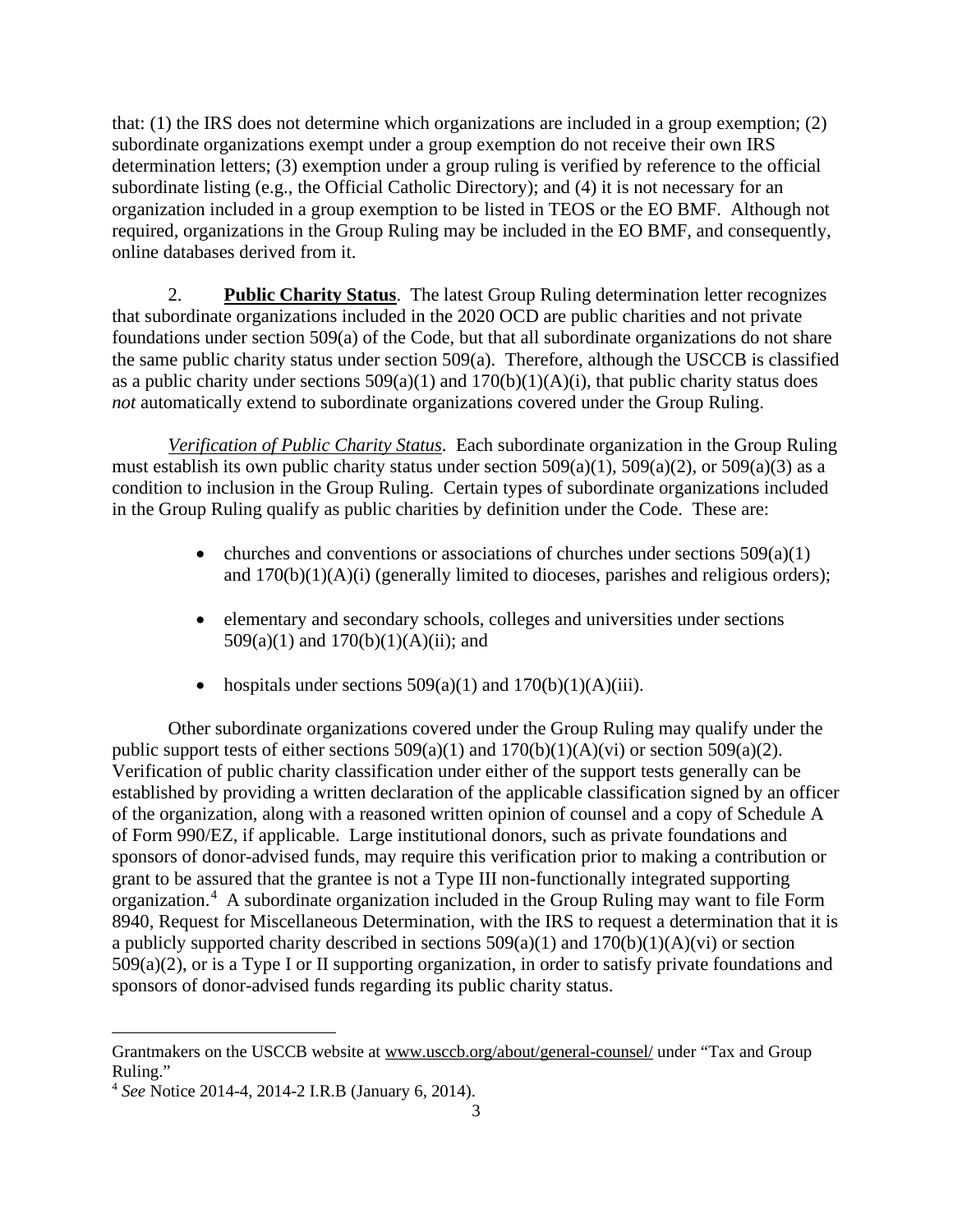that: (1) the IRS does not determine which organizations are included in a group exemption; (2) subordinate organizations exempt under a group exemption do not receive their own IRS determination letters; (3) exemption under a group ruling is verified by reference to the official subordinate listing (e.g., the Official Catholic Directory); and (4) it is not necessary for an organization included in a group exemption to be listed in TEOS or the EO BMF. Although not required, organizations in the Group Ruling may be included in the EO BMF, and consequently, online databases derived from it.

2. **Public Charity Status**. The latest Group Ruling determination letter recognizes that subordinate organizations included in the 2020 OCD are public charities and not private foundations under section 509(a) of the Code, but that all subordinate organizations do not share the same public charity status under section 509(a). Therefore, although the USCCB is classified as a public charity under sections 509(a)(1) and 170(b)(1)(A)(i), that public charity status does *not* automatically extend to subordinate organizations covered under the Group Ruling.

*Verification of Public Charity Status*. Each subordinate organization in the Group Ruling must establish its own public charity status under section 509(a)(1), 509(a)(2), or 509(a)(3) as a condition to inclusion in the Group Ruling. Certain types of subordinate organizations included in the Group Ruling qualify as public charities by definition under the Code. These are:

- churches and conventions or associations of churches under sections 509(a)(1) and 170(b)(1)(A)(i) (generally limited to dioceses, parishes and religious orders);
- elementary and secondary schools, colleges and universities under sections 509(a)(1) and 170(b)(1)(A)(ii); and
- hospitals under sections 509(a)(1) and 170(b)(1)(A)(iii).

Other subordinate organizations covered under the Group Ruling may qualify under the public support tests of either sections 509(a)(1) and 170(b)(1)(A)(vi) or section 509(a)(2). Verification of public charity classification under either of the support tests generally can be established by providing a written declaration of the applicable classification signed by an officer of the organization, along with a reasoned written opinion of counsel and a copy of Schedule A of Form 990/EZ, if applicable. Large institutional donors, such as private foundations and sponsors of donor-advised funds, may require this verification prior to making a contribution or grant to be assured that the grantee is not a Type III non-functionally integrated supporting organization.[4] A subordinate organization included in the Group Ruling may want to file Form 8940, Request for Miscellaneous Determination, with the IRS to request a determination that it is a publicly supported charity described in sections 509(a)(1) and 170(b)(1)(A)(vi) or section 509(a)(2), or is a Type I or II supporting organization, in order to satisfy private foundations and sponsors of donor-advised funds regarding its public charity status.

---

Grantmakers on the USCCB website at www.usccb.org/about/general-counsel/ under "Tax and Group Ruling."

[4] *See* Notice 2014-4, 2014-2 I.R.B (January 6, 2014).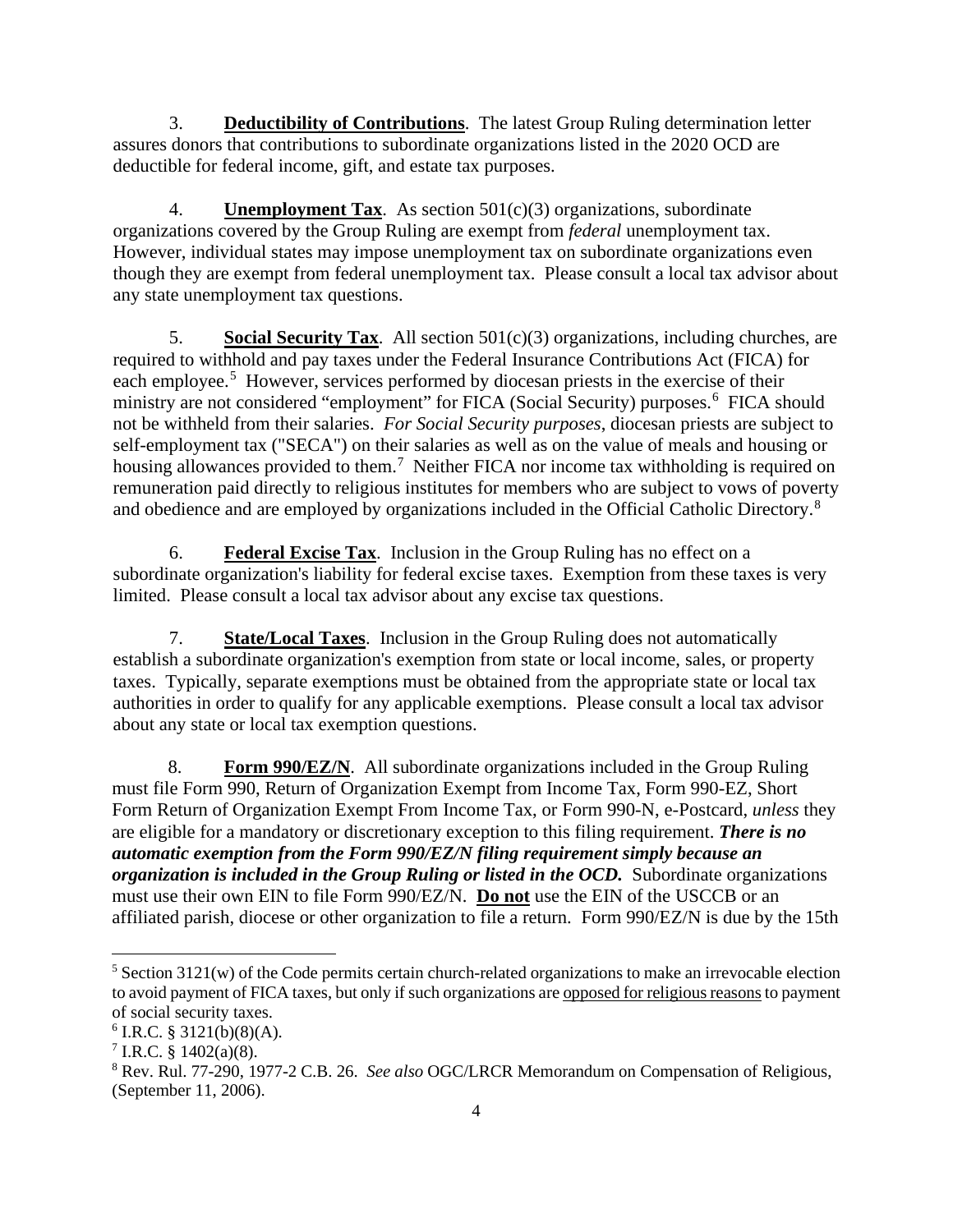3. **Deductibility of Contributions**. The latest Group Ruling determination letter assures donors that contributions to subordinate organizations listed in the 2020 OCD are deductible for federal income, gift, and estate tax purposes.

4. **Unemployment Tax**. As section 501(c)(3) organizations, subordinate organizations covered by the Group Ruling are exempt from *federal* unemployment tax. However, individual states may impose unemployment tax on subordinate organizations even though they are exempt from federal unemployment tax. Please consult a local tax advisor about any state unemployment tax questions.

5. **Social Security Tax**. All section 501(c)(3) organizations, including churches, are required to withhold and pay taxes under the Federal Insurance Contributions Act (FICA) for each employee.[5] However, services performed by diocesan priests in the exercise of their ministry are not considered "employment" for FICA (Social Security) purposes.[6] FICA should not be withheld from their salaries. *For Social Security purposes*, diocesan priests are subject to self-employment tax ("SECA") on their salaries as well as on the value of meals and housing or housing allowances provided to them.[7] Neither FICA nor income tax withholding is required on remuneration paid directly to religious institutes for members who are subject to vows of poverty and obedience and are employed by organizations included in the Official Catholic Directory.[8]

6. **Federal Excise Tax**. Inclusion in the Group Ruling has no effect on a subordinate organization's liability for federal excise taxes. Exemption from these taxes is very limited. Please consult a local tax advisor about any excise tax questions.

7. **State/Local Taxes**. Inclusion in the Group Ruling does not automatically establish a subordinate organization's exemption from state or local income, sales, or property taxes. Typically, separate exemptions must be obtained from the appropriate state or local tax authorities in order to qualify for any applicable exemptions. Please consult a local tax advisor about any state or local tax exemption questions.

8. **Form 990/EZ/N**. All subordinate organizations included in the Group Ruling must file Form 990, Return of Organization Exempt from Income Tax, Form 990-EZ, Short Form Return of Organization Exempt From Income Tax, or Form 990-N, e-Postcard, *unless* they are eligible for a mandatory or discretionary exception to this filing requirement. ***There is no automatic exemption from the Form 990/EZ/N filing requirement simply because an organization is included in the Group Ruling or listed in the OCD.*** Subordinate organizations must use their own EIN to file Form 990/EZ/N. **Do not** use the EIN of the USCCB or an affiliated parish, diocese or other organization to file a return. Form 990/EZ/N is due by the 15th

---

[5] Section 3121(w) of the Code permits certain church-related organizations to make an irrevocable election to avoid payment of FICA taxes, but only if such organizations are opposed for religious reasons to payment of social security taxes.

[6] I.R.C. § 3121(b)(8)(A).

[7] I.R.C. § 1402(a)(8).

[8] Rev. Rul. 77-290, 1977-2 C.B. 26. *See also* OGC/LRCR Memorandum on Compensation of Religious, (September 11, 2006).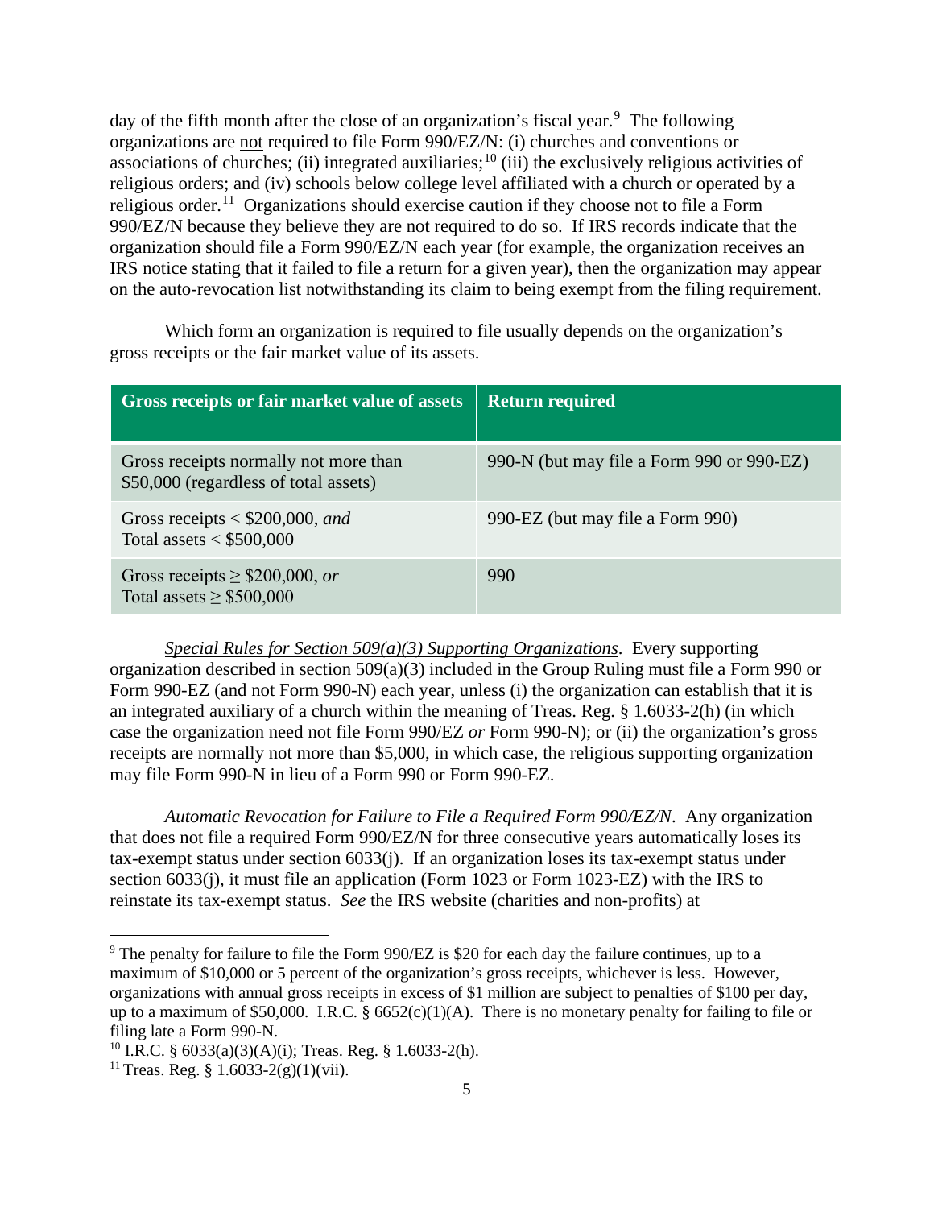day of the fifth month after the close of an organization's fiscal year.[9] The following organizations are <u>not</u> required to file Form 990/EZ/N: (i) churches and conventions or associations of churches; (ii) integrated auxiliaries;[10] (iii) the exclusively religious activities of religious orders; and (iv) schools below college level affiliated with a church or operated by a religious order.[11] Organizations should exercise caution if they choose not to file a Form 990/EZ/N because they believe they are not required to do so. If IRS records indicate that the organization should file a Form 990/EZ/N each year (for example, the organization receives an IRS notice stating that it failed to file a return for a given year), then the organization may appear on the auto-revocation list notwithstanding its claim to being exempt from the filing requirement.

Which form an organization is required to file usually depends on the organization's gross receipts or the fair market value of its assets.

| Gross receipts or fair market value of assets | Return required |
|---|---|
| Gross receipts normally not more than $50,000 (regardless of total assets) | 990-N (but may file a Form 990 or 990-EZ) |
| Gross receipts < $200,000, *and* Total assets < $500,000 | 990-EZ (but may file a Form 990) |
| Gross receipts ≥ $200,000, *or* Total assets ≥ $500,000 | 990 |

*<u>Special Rules for Section 509(a)(3) Supporting Organizations</u>*. Every supporting organization described in section 509(a)(3) included in the Group Ruling must file a Form 990 or Form 990-EZ (and not Form 990-N) each year, unless (i) the organization can establish that it is an integrated auxiliary of a church within the meaning of Treas. Reg. § 1.6033-2(h) (in which case the organization need not file Form 990/EZ *or* Form 990-N); or (ii) the organization's gross receipts are normally not more than $5,000, in which case, the religious supporting organization may file Form 990-N in lieu of a Form 990 or Form 990-EZ.

*<u>Automatic Revocation for Failure to File a Required Form 990/EZ/N</u>*. Any organization that does not file a required Form 990/EZ/N for three consecutive years automatically loses its tax-exempt status under section 6033(j). If an organization loses its tax-exempt status under section 6033(j), it must file an application (Form 1023 or Form 1023-EZ) with the IRS to reinstate its tax-exempt status. *See* the IRS website (charities and non-profits) at

---

[9] The penalty for failure to file the Form 990/EZ is $20 for each day the failure continues, up to a maximum of $10,000 or 5 percent of the organization's gross receipts, whichever is less. However, organizations with annual gross receipts in excess of $1 million are subject to penalties of $100 per day, up to a maximum of $50,000. I.R.C. § 6652(c)(1)(A). There is no monetary penalty for failing to file or filing late a Form 990-N.

[10] I.R.C. § 6033(a)(3)(A)(i); Treas. Reg. § 1.6033-2(h).

[11] Treas. Reg. § 1.6033-2(g)(1)(vii).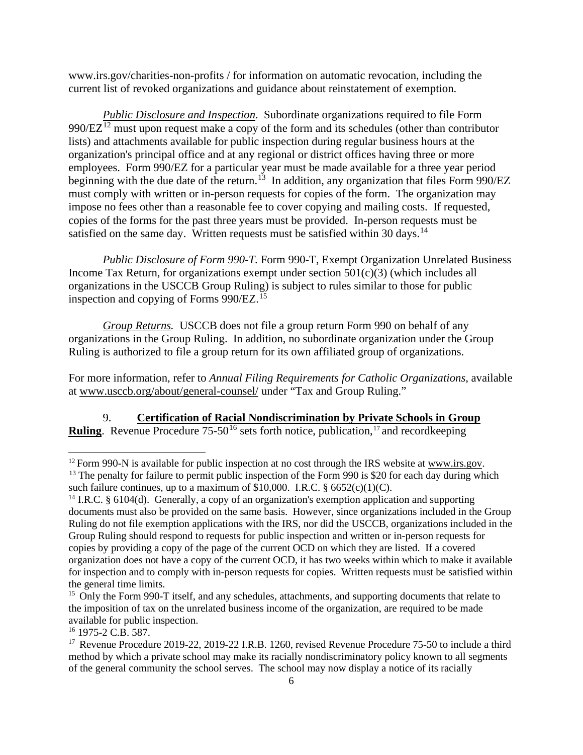www.irs.gov/charities-non-profits / for information on automatic revocation, including the current list of revoked organizations and guidance about reinstatement of exemption.

*Public Disclosure and Inspection.* Subordinate organizations required to file Form 990/EZ[12] must upon request make a copy of the form and its schedules (other than contributor lists) and attachments available for public inspection during regular business hours at the organization's principal office and at any regional or district offices having three or more employees. Form 990/EZ for a particular year must be made available for a three year period beginning with the due date of the return.[13] In addition, any organization that files Form 990/EZ must comply with written or in-person requests for copies of the form. The organization may impose no fees other than a reasonable fee to cover copying and mailing costs. If requested, copies of the forms for the past three years must be provided. In-person requests must be satisfied on the same day. Written requests must be satisfied within 30 days.[14]

*Public Disclosure of Form 990-T.* Form 990-T, Exempt Organization Unrelated Business Income Tax Return, for organizations exempt under section 501(c)(3) (which includes all organizations in the USCCB Group Ruling) is subject to rules similar to those for public inspection and copying of Forms 990/EZ.[15]

*Group Returns.* USCCB does not file a group return Form 990 on behalf of any organizations in the Group Ruling. In addition, no subordinate organization under the Group Ruling is authorized to file a group return for its own affiliated group of organizations.

For more information, refer to *Annual Filing Requirements for Catholic Organizations*, available at www.usccb.org/about/general-counsel/ under "Tax and Group Ruling."

9. **Certification of Racial Nondiscrimination by Private Schools in Group Ruling**. Revenue Procedure 75-50[16] sets forth notice, publication,[17] and recordkeeping

---

[12] Form 990-N is available for public inspection at no cost through the IRS website at www.irs.gov.

[13] The penalty for failure to permit public inspection of the Form 990 is $20 for each day during which such failure continues, up to a maximum of $10,000. I.R.C. § 6652(c)(1)(C).

[14] I.R.C. § 6104(d). Generally, a copy of an organization's exemption application and supporting documents must also be provided on the same basis. However, since organizations included in the Group Ruling do not file exemption applications with the IRS, nor did the USCCB, organizations included in the Group Ruling should respond to requests for public inspection and written or in-person requests for copies by providing a copy of the page of the current OCD on which they are listed. If a covered organization does not have a copy of the current OCD, it has two weeks within which to make it available for inspection and to comply with in-person requests for copies. Written requests must be satisfied within the general time limits.

[15] Only the Form 990-T itself, and any schedules, attachments, and supporting documents that relate to the imposition of tax on the unrelated business income of the organization, are required to be made available for public inspection.

[16] 1975-2 C.B. 587.

[17] Revenue Procedure 2019-22, 2019-22 I.R.B. 1260, revised Revenue Procedure 75-50 to include a third method by which a private school may make its racially nondiscriminatory policy known to all segments of the general community the school serves. The school may now display a notice of its racially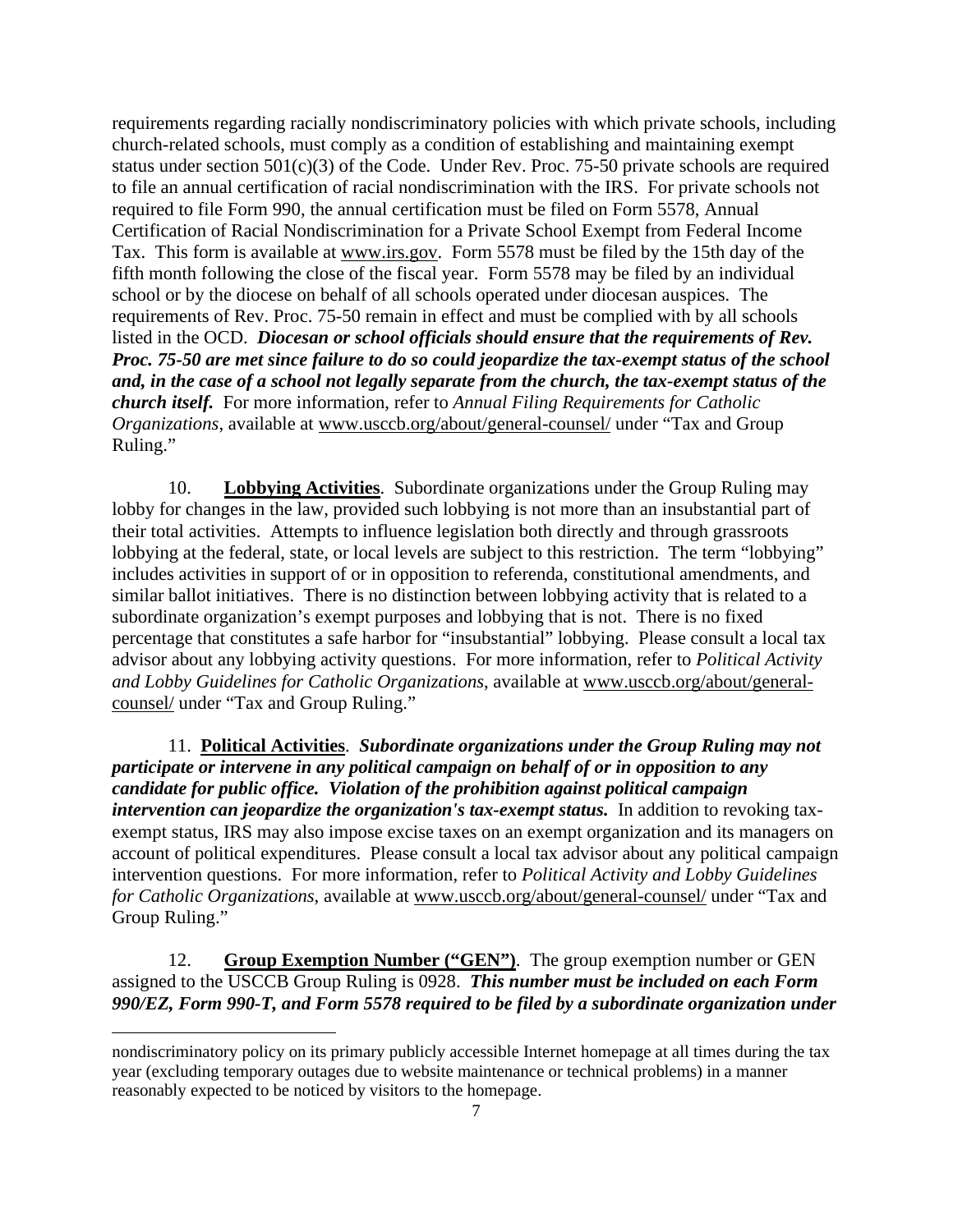requirements regarding racially nondiscriminatory policies with which private schools, including church-related schools, must comply as a condition of establishing and maintaining exempt status under section 501(c)(3) of the Code. Under Rev. Proc. 75-50 private schools are required to file an annual certification of racial nondiscrimination with the IRS. For private schools not required to file Form 990, the annual certification must be filed on Form 5578, Annual Certification of Racial Nondiscrimination for a Private School Exempt from Federal Income Tax. This form is available at www.irs.gov. Form 5578 must be filed by the 15th day of the fifth month following the close of the fiscal year. Form 5578 may be filed by an individual school or by the diocese on behalf of all schools operated under diocesan auspices. The requirements of Rev. Proc. 75-50 remain in effect and must be complied with by all schools listed in the OCD. ***Diocesan or school officials should ensure that the requirements of Rev. Proc. 75-50 are met since failure to do so could jeopardize the tax-exempt status of the school and, in the case of a school not legally separate from the church, the tax-exempt status of the church itself.*** For more information, refer to *Annual Filing Requirements for Catholic Organizations*, available at www.usccb.org/about/general-counsel/ under "Tax and Group Ruling."

10. **Lobbying Activities**. Subordinate organizations under the Group Ruling may lobby for changes in the law, provided such lobbying is not more than an insubstantial part of their total activities. Attempts to influence legislation both directly and through grassroots lobbying at the federal, state, or local levels are subject to this restriction. The term "lobbying" includes activities in support of or in opposition to referenda, constitutional amendments, and similar ballot initiatives. There is no distinction between lobbying activity that is related to a subordinate organization's exempt purposes and lobbying that is not. There is no fixed percentage that constitutes a safe harbor for "insubstantial" lobbying. Please consult a local tax advisor about any lobbying activity questions. For more information, refer to *Political Activity and Lobby Guidelines for Catholic Organizations*, available at www.usccb.org/about/general-counsel/ under "Tax and Group Ruling."

11. **Political Activities**. ***Subordinate organizations under the Group Ruling may not participate or intervene in any political campaign on behalf of or in opposition to any candidate for public office. Violation of the prohibition against political campaign intervention can jeopardize the organization's tax-exempt status.*** In addition to revoking tax-exempt status, IRS may also impose excise taxes on an exempt organization and its managers on account of political expenditures. Please consult a local tax advisor about any political campaign intervention questions. For more information, refer to *Political Activity and Lobby Guidelines for Catholic Organizations*, available at www.usccb.org/about/general-counsel/ under "Tax and Group Ruling."

12. **Group Exemption Number ("GEN")**. The group exemption number or GEN assigned to the USCCB Group Ruling is 0928. ***This number must be included on each Form 990/EZ, Form 990-T, and Form 5578 required to be filed by a subordinate organization under***

---

nondiscriminatory policy on its primary publicly accessible Internet homepage at all times during the tax year (excluding temporary outages due to website maintenance or technical problems) in a manner reasonably expected to be noticed by visitors to the homepage.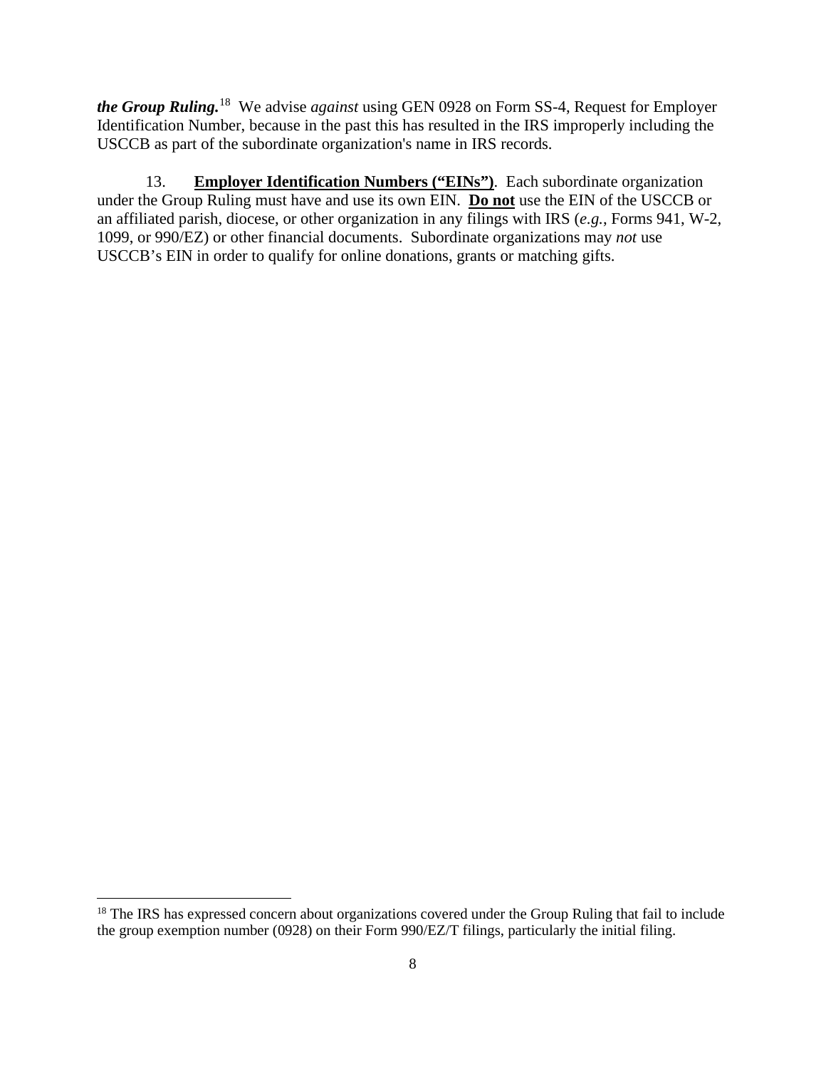***the Group Ruling.***[18] We advise *against* using GEN 0928 on Form SS-4, Request for Employer Identification Number, because in the past this has resulted in the IRS improperly including the USCCB as part of the subordinate organization's name in IRS records.

13. **Employer Identification Numbers ("EINs")**. Each subordinate organization under the Group Ruling must have and use its own EIN. **Do not** use the EIN of the USCCB or an affiliated parish, diocese, or other organization in any filings with IRS (*e.g.*, Forms 941, W-2, 1099, or 990/EZ) or other financial documents. Subordinate organizations may *not* use USCCB's EIN in order to qualify for online donations, grants or matching gifts.

---

[18] The IRS has expressed concern about organizations covered under the Group Ruling that fail to include the group exemption number (0928) on their Form 990/EZ/T filings, particularly the initial filing.